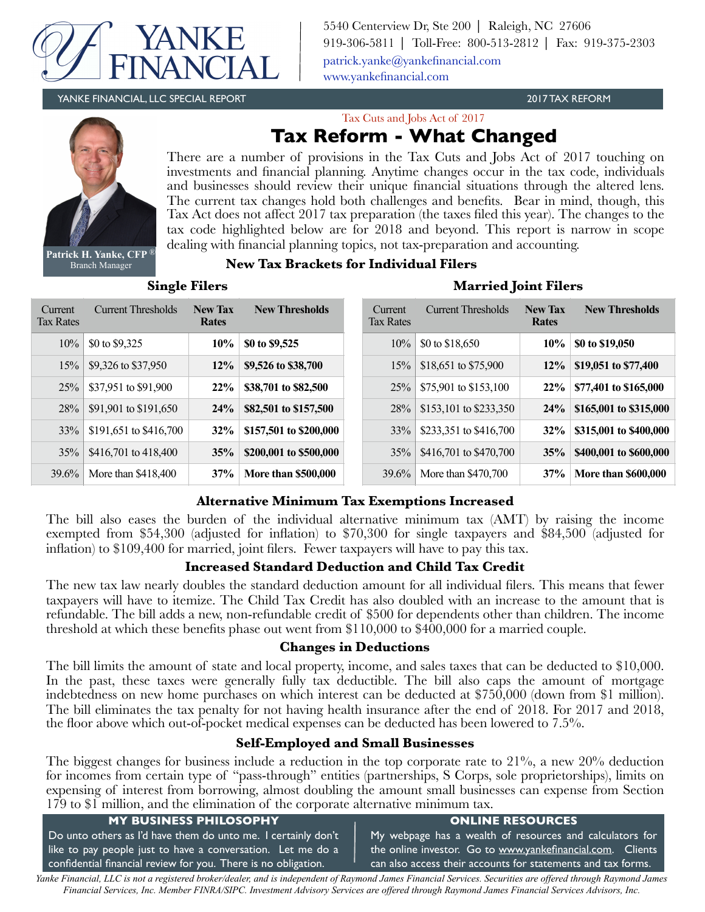# YANKE FINANCIAL

5540 Centerview Dr, Ste 200 | Raleigh, NC 27606
919-306-5811 | Toll-Free: 800-513-2812 | Fax: 919-375-2303
patrick.yanke@yankefinancial.com
www.yankefinancial.com

YANKE FINANCIAL, LLC SPECIAL REPORT — 2017 TAX REFORM

Patrick H. Yanke, CFP®
Branch Manager

Tax Cuts and Jobs Act of 2017

## Tax Reform - What Changed

There are a number of provisions in the Tax Cuts and Jobs Act of 2017 touching on investments and financial planning. Anytime changes occur in the tax code, individuals and businesses should review their unique financial situations through the altered lens. The current tax changes hold both challenges and benefits. Bear in mind, though, this Tax Act does not affect 2017 tax preparation (the taxes filed this year). The changes to the tax code highlighted below are for 2018 and beyond. This report is narrow in scope dealing with financial planning topics, not tax-preparation and accounting.

### New Tax Brackets for Individual Filers

**Single Filers**

| Current Tax Rates | Current Thresholds | **New Tax Rates** | **New Thresholds** |
|---|---|---|---|
| 10% | $0 to $9,325 | **10%** | **$0 to $9,525** |
| 15% | $9,326 to $37,950 | **12%** | **$9,526 to $38,700** |
| 25% | $37,951 to $91,900 | **22%** | **$38,701 to $82,500** |
| 28% | $91,901 to $191,650 | **24%** | **$82,501 to $157,500** |
| 33% | $191,651 to $416,700 | **32%** | **$157,501 to $200,000** |
| 35% | $416,701 to 418,400 | **35%** | **$200,001 to $500,000** |
| 39.6% | More than $418,400 | **37%** | **More than $500,000** |

**Married Joint Filers**

| Current Tax Rates | Current Thresholds | **New Tax Rates** | **New Thresholds** |
|---|---|---|---|
| 10% | $0 to $18,650 | **10%** | **$0 to $19,050** |
| 15% | $18,651 to $75,900 | **12%** | **$19,051 to $77,400** |
| 25% | $75,901 to $153,100 | **22%** | **$77,401 to $165,000** |
| 28% | $153,101 to $233,350 | **24%** | **$165,001 to $315,000** |
| 33% | $233,351 to $416,700 | **32%** | **$315,001 to $400,000** |
| 35% | $416,701 to $470,700 | **35%** | **$400,001 to $600,000** |
| 39.6% | More than $470,700 | **37%** | **More than $600,000** |

### Alternative Minimum Tax Exemptions Increased

The bill also eases the burden of the individual alternative minimum tax (AMT) by raising the income exempted from $54,300 (adjusted for inflation) to $70,300 for single taxpayers and $84,500 (adjusted for inflation) to $109,400 for married, joint filers. Fewer taxpayers will have to pay this tax.

### Increased Standard Deduction and Child Tax Credit

The new tax law nearly doubles the standard deduction amount for all individual filers. This means that fewer taxpayers will have to itemize. The Child Tax Credit has also doubled with an increase to the amount that is refundable. The bill adds a new, non-refundable credit of $500 for dependents other than children. The income threshold at which these benefits phase out went from $110,000 to $400,000 for a married couple.

### Changes in Deductions

The bill limits the amount of state and local property, income, and sales taxes that can be deducted to $10,000. In the past, these taxes were generally fully tax deductible. The bill also caps the amount of mortgage indebtedness on new home purchases on which interest can be deducted at $750,000 (down from $1 million). The bill eliminates the tax penalty for not having health insurance after the end of 2018. For 2017 and 2018, the floor above which out-of-pocket medical expenses can be deducted has been lowered to 7.5%.

### Self-Employed and Small Businesses

The biggest changes for business include a reduction in the top corporate rate to 21%, a new 20% deduction for incomes from certain type of "pass-through" entities (partnerships, S Corps, sole proprietorships), limits on expensing of interest from borrowing, almost doubling the amount small businesses can expense from Section 179 to $1 million, and the elimination of the corporate alternative minimum tax.

**MY BUSINESS PHILOSOPHY**

Do unto others as I'd have them do unto me. I certainly don't like to pay people just to have a conversation. Let me do a confidential financial review for you. There is no obligation.

**ONLINE RESOURCES**

My webpage has a wealth of resources and calculators for the online investor. Go to www.yankefinancial.com. Clients can also access their accounts for statements and tax forms.

*Yanke Financial, LLC is not a registered broker/dealer, and is independent of Raymond James Financial Services. Securities are offered through Raymond James Financial Services, Inc. Member FINRA/SIPC. Investment Advisory Services are offered through Raymond James Financial Services Advisors, Inc.*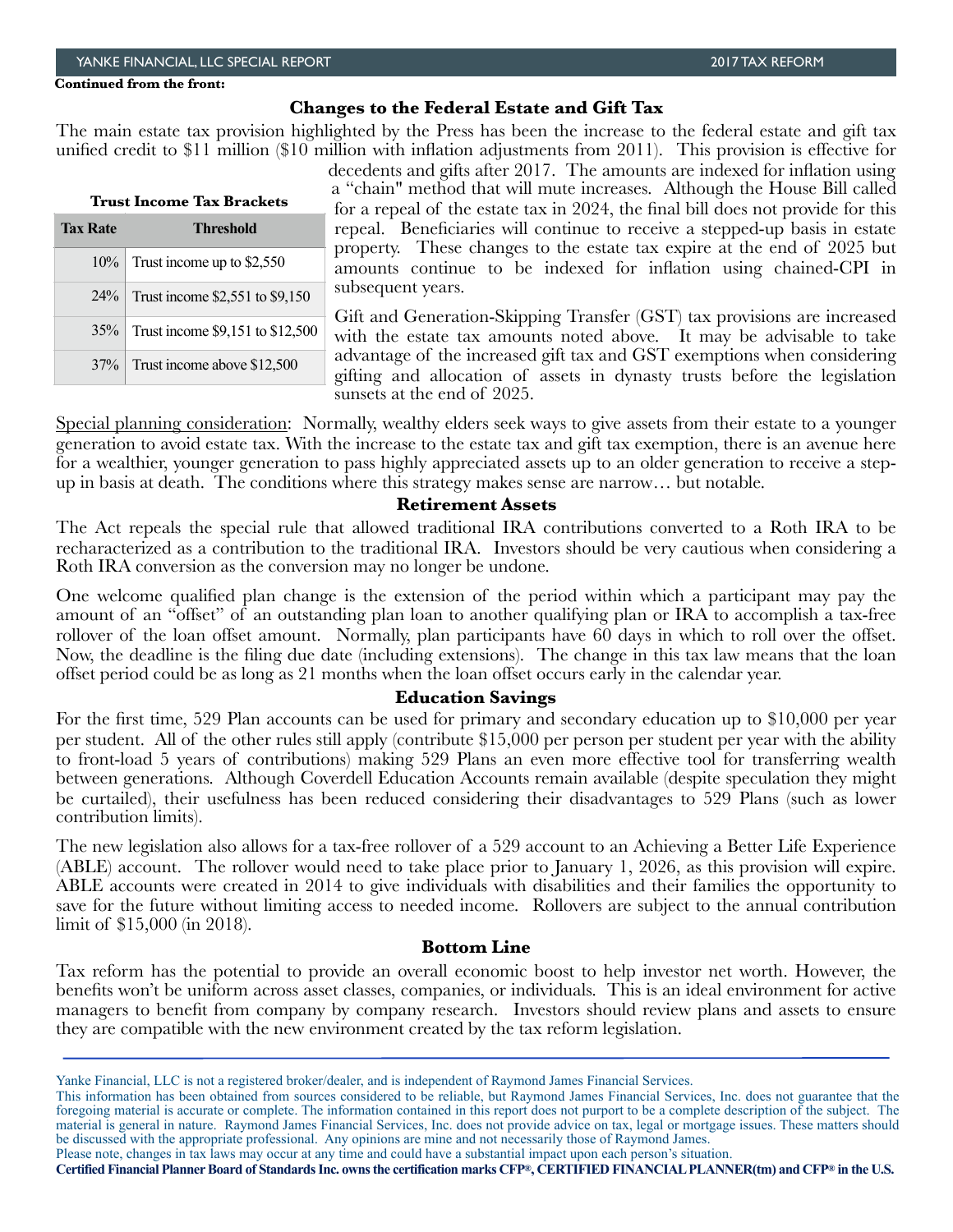**Continued from the front:**

## Changes to the Federal Estate and Gift Tax

The main estate tax provision highlighted by the Press has been the increase to the federal estate and gift tax unified credit to $11 million ($10 million with inflation adjustments from 2011). This provision is effective for decedents and gifts after 2017. The amounts are indexed for inflation using a "chain" method that will mute increases. Although the House Bill called for a repeal of the estate tax in 2024, the final bill does not provide for this repeal. Beneficiaries will continue to receive a stepped-up basis in estate property. These changes to the estate tax expire at the end of 2025 but amounts continue to be indexed for inflation using chained-CPI in subsequent years.

**Trust Income Tax Brackets**

| Tax Rate | Threshold |
|---|---|
| 10% | Trust income up to $2,550 |
| 24% | Trust income $2,551 to $9,150 |
| 35% | Trust income $9,151 to $12,500 |
| 37% | Trust income above $12,500 |

Gift and Generation-Skipping Transfer (GST) tax provisions are increased with the estate tax amounts noted above. It may be advisable to take advantage of the increased gift tax and GST exemptions when considering gifting and allocation of assets in dynasty trusts before the legislation sunsets at the end of 2025.

Special planning consideration: Normally, wealthy elders seek ways to give assets from their estate to a younger generation to avoid estate tax. With the increase to the estate tax and gift tax exemption, there is an avenue here for a wealthier, younger generation to pass highly appreciated assets up to an older generation to receive a step-up in basis at death. The conditions where this strategy makes sense are narrow… but notable.

## Retirement Assets

The Act repeals the special rule that allowed traditional IRA contributions converted to a Roth IRA to be recharacterized as a contribution to the traditional IRA. Investors should be very cautious when considering a Roth IRA conversion as the conversion may no longer be undone.

One welcome qualified plan change is the extension of the period within which a participant may pay the amount of an "offset" of an outstanding plan loan to another qualifying plan or IRA to accomplish a tax-free rollover of the loan offset amount. Normally, plan participants have 60 days in which to roll over the offset. Now, the deadline is the filing due date (including extensions). The change in this tax law means that the loan offset period could be as long as 21 months when the loan offset occurs early in the calendar year.

## Education Savings

For the first time, 529 Plan accounts can be used for primary and secondary education up to $10,000 per year per student. All of the other rules still apply (contribute $15,000 per person per student per year with the ability to front-load 5 years of contributions) making 529 Plans an even more effective tool for transferring wealth between generations. Although Coverdell Education Accounts remain available (despite speculation they might be curtailed), their usefulness has been reduced considering their disadvantages to 529 Plans (such as lower contribution limits).

The new legislation also allows for a tax-free rollover of a 529 account to an Achieving a Better Life Experience (ABLE) account. The rollover would need to take place prior to January 1, 2026, as this provision will expire. ABLE accounts were created in 2014 to give individuals with disabilities and their families the opportunity to save for the future without limiting access to needed income. Rollovers are subject to the annual contribution limit of $15,000 (in 2018).

## Bottom Line

Tax reform has the potential to provide an overall economic boost to help investor net worth. However, the benefits won't be uniform across asset classes, companies, or individuals. This is an ideal environment for active managers to benefit from company by company research. Investors should review plans and assets to ensure they are compatible with the new environment created by the tax reform legislation.

---

Yanke Financial, LLC is not a registered broker/dealer, and is independent of Raymond James Financial Services.

This information has been obtained from sources considered to be reliable, but Raymond James Financial Services, Inc. does not guarantee that the foregoing material is accurate or complete. The information contained in this report does not purport to be a complete description of the subject. The material is general in nature. Raymond James Financial Services, Inc. does not provide advice on tax, legal or mortgage issues. These matters should be discussed with the appropriate professional. Any opinions are mine and not necessarily those of Raymond James.

Please note, changes in tax laws may occur at any time and could have a substantial impact upon each person's situation.

**Certified Financial Planner Board of Standards Inc. owns the certification marks CFP®, CERTIFIED FINANCIAL PLANNER(tm) and CFP® in the U.S.**